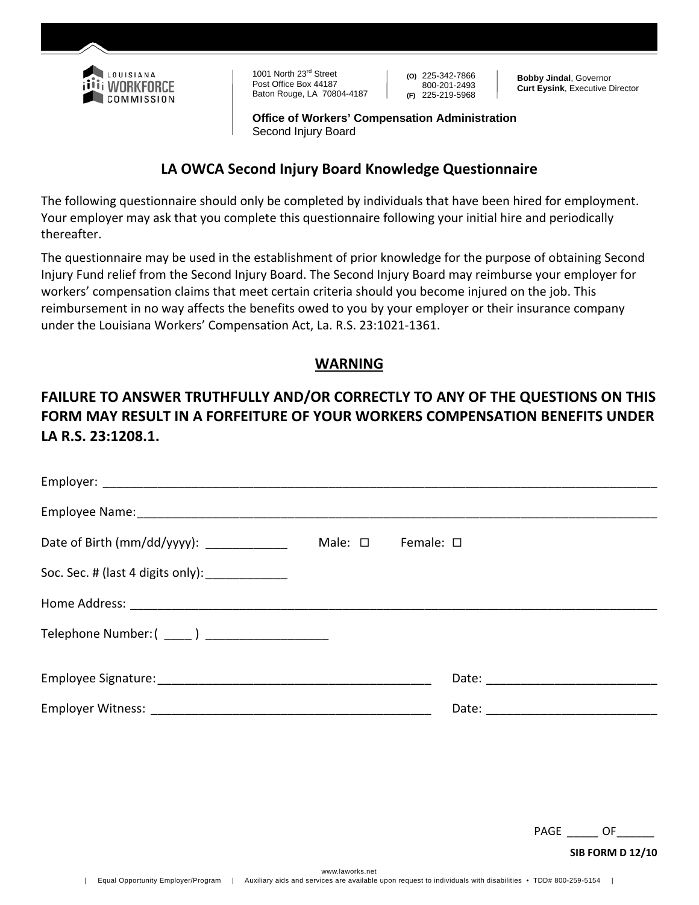LOUISIANA WORKFORCE COMMISSION

1001 North 23rd Street
Post Office Box 44187
Baton Rouge, LA 70804-4187

(O) 225-342-7866
800-201-2493
(F) 225-219-5968

**Bobby Jindal**, Governor
**Curt Eysink**, Executive Director

**Office of Workers' Compensation Administration**
Second Injury Board

## LA OWCA Second Injury Board Knowledge Questionnaire

The following questionnaire should only be completed by individuals that have been hired for employment. Your employer may ask that you complete this questionnaire following your initial hire and periodically thereafter.

The questionnaire may be used in the establishment of prior knowledge for the purpose of obtaining Second Injury Fund relief from the Second Injury Board. The Second Injury Board may reimburse your employer for workers' compensation claims that meet certain criteria should you become injured on the job. This reimbursement in no way affects the benefits owed to you by your employer or their insurance company under the Louisiana Workers' Compensation Act, La. R.S. 23:1021-1361.

### WARNING

### FAILURE TO ANSWER TRUTHFULLY AND/OR CORRECTLY TO ANY OF THE QUESTIONS ON THIS FORM MAY RESULT IN A FORFEITURE OF YOUR WORKERS COMPENSATION BENEFITS UNDER LA R.S. 23:1208.1.

Employer: ______________________________________________

Employee Name: ______________________________________________

Date of Birth (mm/dd/yyyy): ____________ Male: ☐ Female: ☐

Soc. Sec. # (last 4 digits only): ____________

Home Address: ______________________________________________

Telephone Number: ( ____ ) __________________

Employee Signature: ________________________________ Date: ____________________

Employer Witness: ________________________________ Date: ____________________

PAGE _____ OF______

**SIB FORM D 12/10**

www.laworks.net

| Equal Opportunity Employer/Program | Auxiliary aids and services are available upon request to individuals with disabilities • TDD# 800-259-5154 |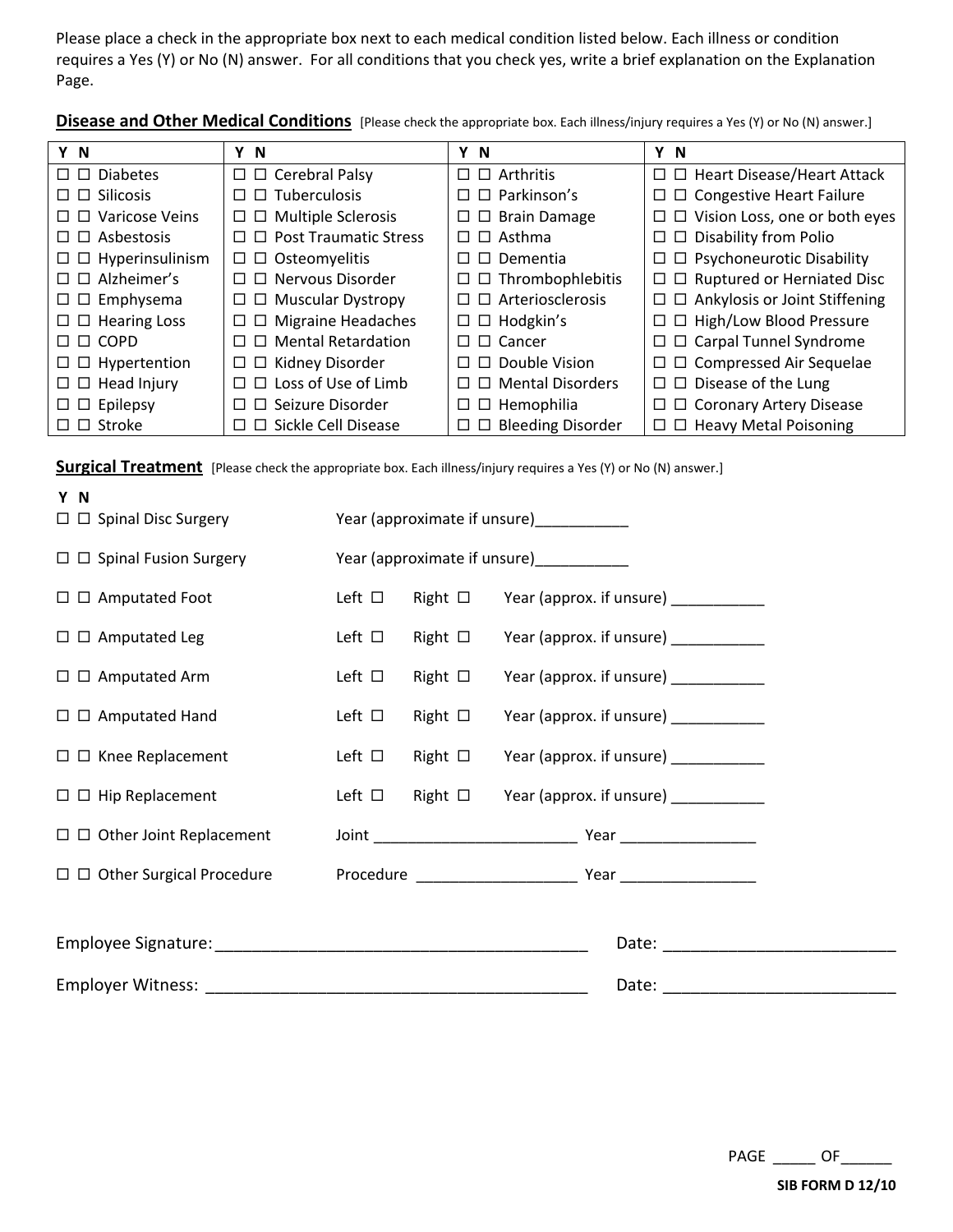Please place a check in the appropriate box next to each medical condition listed below. Each illness or condition requires a Yes (Y) or No (N) answer. For all conditions that you check yes, write a brief explanation on the Explanation Page.

**Disease and Other Medical Conditions** [Please check the appropriate box. Each illness/injury requires a Yes (Y) or No (N) answer.]

| Y N | Y N | Y N | Y N |
|---|---|---|---|
| ☐ ☐ Diabetes | ☐ ☐ Cerebral Palsy | ☐ ☐ Arthritis | ☐ ☐ Heart Disease/Heart Attack |
| ☐ ☐ Silicosis | ☐ ☐ Tuberculosis | ☐ ☐ Parkinson's | ☐ ☐ Congestive Heart Failure |
| ☐ ☐ Varicose Veins | ☐ ☐ Multiple Sclerosis | ☐ ☐ Brain Damage | ☐ ☐ Vision Loss, one or both eyes |
| ☐ ☐ Asbestosis | ☐ ☐ Post Traumatic Stress | ☐ ☐ Asthma | ☐ ☐ Disability from Polio |
| ☐ ☐ Hyperinsulinism | ☐ ☐ Osteomyelitis | ☐ ☐ Dementia | ☐ ☐ Psychoneurotic Disability |
| ☐ ☐ Alzheimer's | ☐ ☐ Nervous Disorder | ☐ ☐ Thrombophlebitis | ☐ ☐ Ruptured or Herniated Disc |
| ☐ ☐ Emphysema | ☐ ☐ Muscular Dystropy | ☐ ☐ Arteriosclerosis | ☐ ☐ Ankylosis or Joint Stiffening |
| ☐ ☐ Hearing Loss | ☐ ☐ Migraine Headaches | ☐ ☐ Hodgkin's | ☐ ☐ High/Low Blood Pressure |
| ☐ ☐ COPD | ☐ ☐ Mental Retardation | ☐ ☐ Cancer | ☐ ☐ Carpal Tunnel Syndrome |
| ☐ ☐ Hypertention | ☐ ☐ Kidney Disorder | ☐ ☐ Double Vision | ☐ ☐ Compressed Air Sequelae |
| ☐ ☐ Head Injury | ☐ ☐ Loss of Use of Limb | ☐ ☐ Mental Disorders | ☐ ☐ Disease of the Lung |
| ☐ ☐ Epilepsy | ☐ ☐ Seizure Disorder | ☐ ☐ Hemophilia | ☐ ☐ Coronary Artery Disease |
| ☐ ☐ Stroke | ☐ ☐ Sickle Cell Disease | ☐ ☐ Bleeding Disorder | ☐ ☐ Heavy Metal Poisoning |

**Surgical Treatment** [Please check the appropriate box. Each illness/injury requires a Yes (Y) or No (N) answer.]

Y N

☐ ☐ Spinal Disc Surgery — Year (approximate if unsure)___________

☐ ☐ Spinal Fusion Surgery — Year (approximate if unsure)___________

☐ ☐ Amputated Foot — Left ☐ Right ☐ Year (approx. if unsure) ___________

☐ ☐ Amputated Leg — Left ☐ Right ☐ Year (approx. if unsure) ___________

☐ ☐ Amputated Arm — Left ☐ Right ☐ Year (approx. if unsure) ___________

☐ ☐ Amputated Hand — Left ☐ Right ☐ Year (approx. if unsure) ___________

☐ ☐ Knee Replacement — Left ☐ Right ☐ Year (approx. if unsure) ___________

☐ ☐ Hip Replacement — Left ☐ Right ☐ Year (approx. if unsure) ___________

☐ ☐ Other Joint Replacement — Joint ________________________ Year ________________

☐ ☐ Other Surgical Procedure — Procedure ___________________ Year ________________

Employee Signature:_________________________________________ Date: _________________________

Employer Witness: __________________________________________ Date: _________________________

PAGE _____ OF______

SIB FORM D 12/10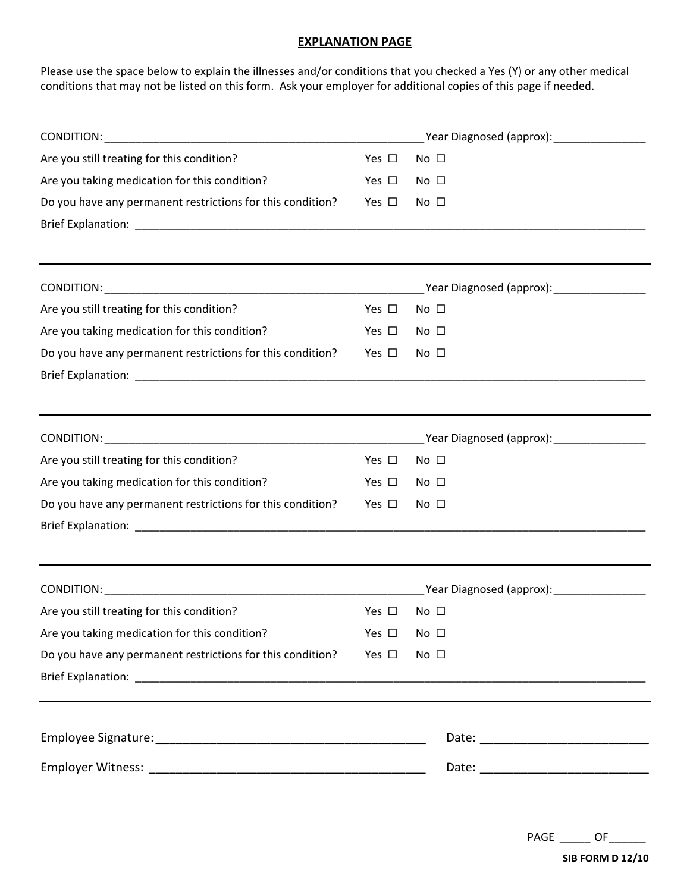## EXPLANATION PAGE

Please use the space below to explain the illnesses and/or conditions that you checked a Yes (Y) or any other medical conditions that may not be listed on this form. Ask your employer for additional copies of this page if needed.

CONDITION: ______________________________________________________ Year Diagnosed (approx): _______________

Are you still treating for this condition? Yes ☐ No ☐

Are you taking medication for this condition? Yes ☐ No ☐

Do you have any permanent restrictions for this condition? Yes ☐ No ☐

Brief Explanation: ______________________________________________________________________________________

---

CONDITION: ______________________________________________________ Year Diagnosed (approx): _______________

Are you still treating for this condition? Yes ☐ No ☐

Are you taking medication for this condition? Yes ☐ No ☐

Do you have any permanent restrictions for this condition? Yes ☐ No ☐

Brief Explanation: ______________________________________________________________________________________

---

CONDITION: ______________________________________________________ Year Diagnosed (approx): _______________

Are you still treating for this condition? Yes ☐ No ☐

Are you taking medication for this condition? Yes ☐ No ☐

Do you have any permanent restrictions for this condition? Yes ☐ No ☐

Brief Explanation: ______________________________________________________________________________________

---

CONDITION: ______________________________________________________ Year Diagnosed (approx): _______________

Are you still treating for this condition? Yes ☐ No ☐

Are you taking medication for this condition? Yes ☐ No ☐

Do you have any permanent restrictions for this condition? Yes ☐ No ☐

Brief Explanation: ______________________________________________________________________________________

---

Employee Signature: __________________________________________ Date: _________________________

Employer Witness: ___________________________________________ Date: _________________________

PAGE _____ OF______

**SIB FORM D 12/10**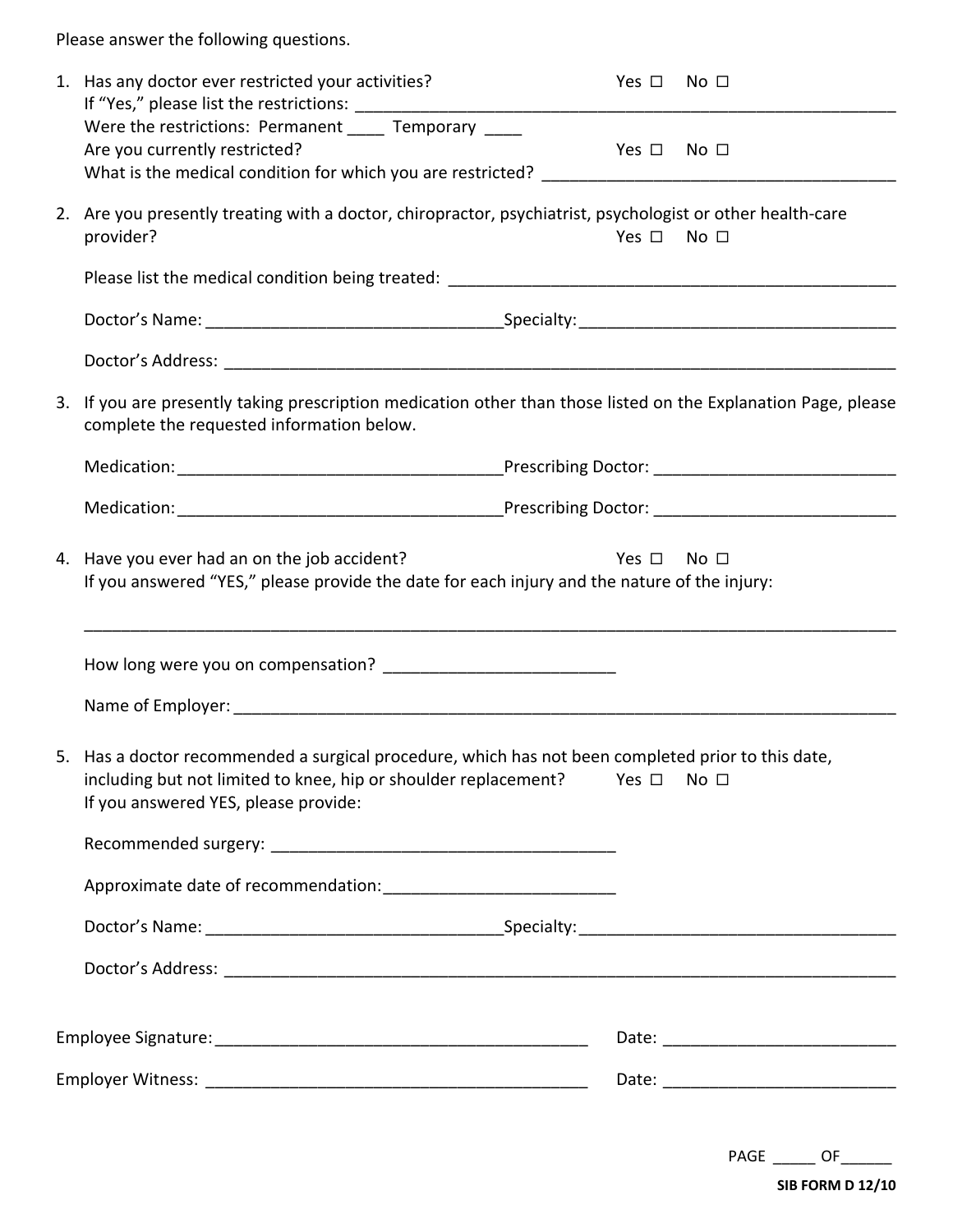Please answer the following questions.

1. Has any doctor ever restricted your activities? Yes ☐ No ☐
   If "Yes," please list the restrictions: ______________________________________________
   Were the restrictions: Permanent ____ Temporary ____
   Are you currently restricted? Yes ☐ No ☐
   What is the medical condition for which you are restricted? ______________________________

2. Are you presently treating with a doctor, chiropractor, psychiatrist, psychologist or other health-care provider? Yes ☐ No ☐

   Please list the medical condition being treated: ______________________________________

   Doctor's Name: ______________________________ Specialty: ______________________________

   Doctor's Address: ____________________________________________________________________

3. If you are presently taking prescription medication other than those listed on the Explanation Page, please complete the requested information below.

   Medication: ______________________________ Prescribing Doctor: __________________________

   Medication: ______________________________ Prescribing Doctor: __________________________

4. Have you ever had an on the job accident? Yes ☐ No ☐
   If you answered "YES," please provide the date for each injury and the nature of the injury:

   ______________________________________________________________________________________

   How long were you on compensation? __________________________

   Name of Employer: ____________________________________________________________________

5. Has a doctor recommended a surgical procedure, which has not been completed prior to this date, including but not limited to knee, hip or shoulder replacement? Yes ☐ No ☐
   If you answered YES, please provide:

   Recommended surgery: ______________________________________

   Approximate date of recommendation: __________________________

   Doctor's Name: ______________________________ Specialty: ______________________________

   Doctor's Address: ____________________________________________________________________

Employee Signature: ________________________________________ Date: __________________________

Employer Witness: __________________________________________ Date: __________________________

PAGE _____ OF______

**SIB FORM D 12/10**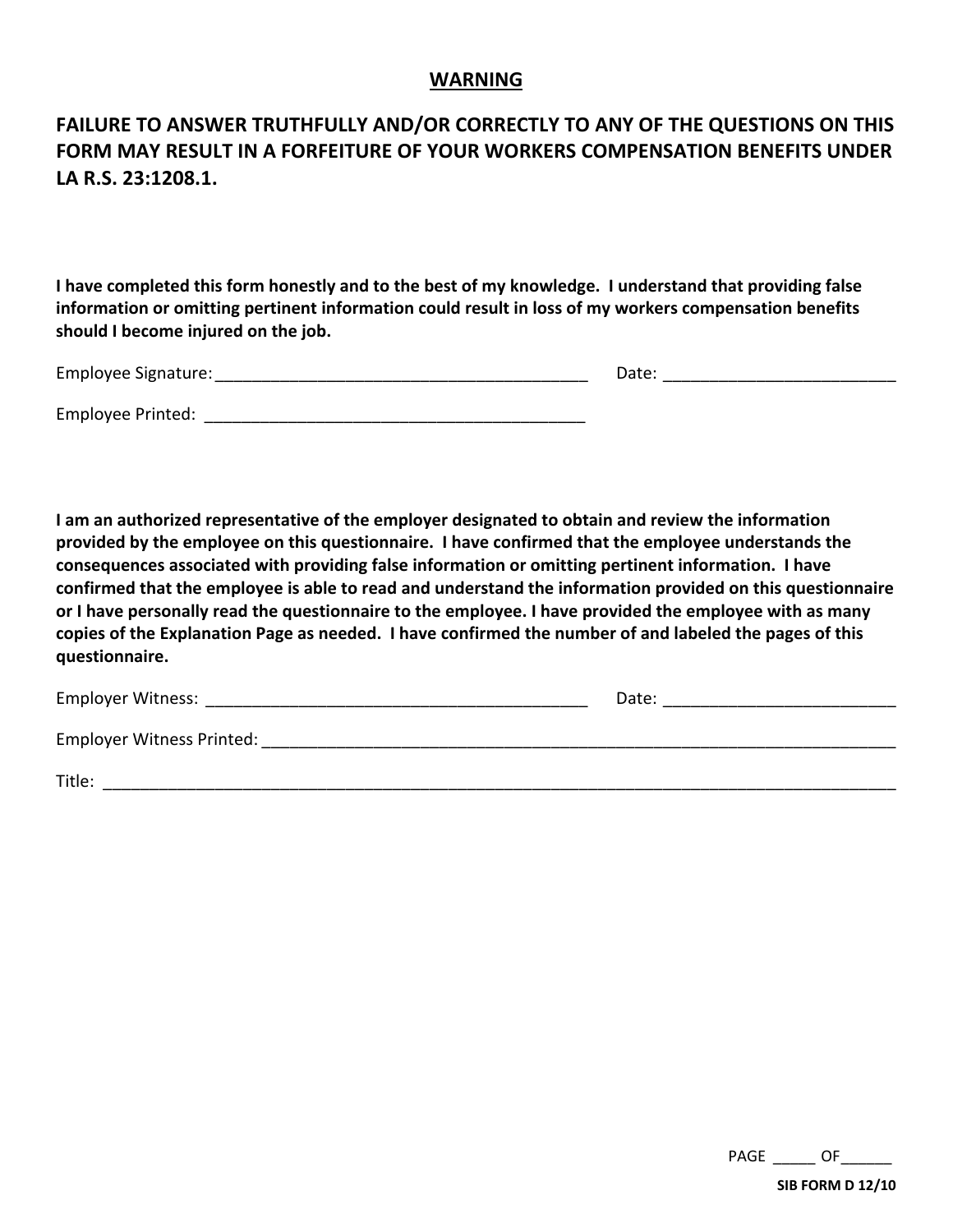## WARNING

### FAILURE TO ANSWER TRUTHFULLY AND/OR CORRECTLY TO ANY OF THE QUESTIONS ON THIS FORM MAY RESULT IN A FORFEITURE OF YOUR WORKERS COMPENSATION BENEFITS UNDER LA R.S. 23:1208.1.

**I have completed this form honestly and to the best of my knowledge. I understand that providing false information or omitting pertinent information could result in loss of my workers compensation benefits should I become injured on the job.**

Employee Signature: __________________________________________ Date: __________________________

Employee Printed: ____________________________________________

**I am an authorized representative of the employer designated to obtain and review the information provided by the employee on this questionnaire. I have confirmed that the employee understands the consequences associated with providing false information or omitting pertinent information. I have confirmed that the employee is able to read and understand the information provided on this questionnaire or I have personally read the questionnaire to the employee. I have provided the employee with as many copies of the Explanation Page as needed. I have confirmed the number of and labeled the pages of this questionnaire.**

Employer Witness: ____________________________________________ Date: __________________________

Employer Witness Printed: __________________________________________________________________________

Title: ____________________________________________________________________________________________

PAGE _____ OF______

**SIB FORM D 12/10**